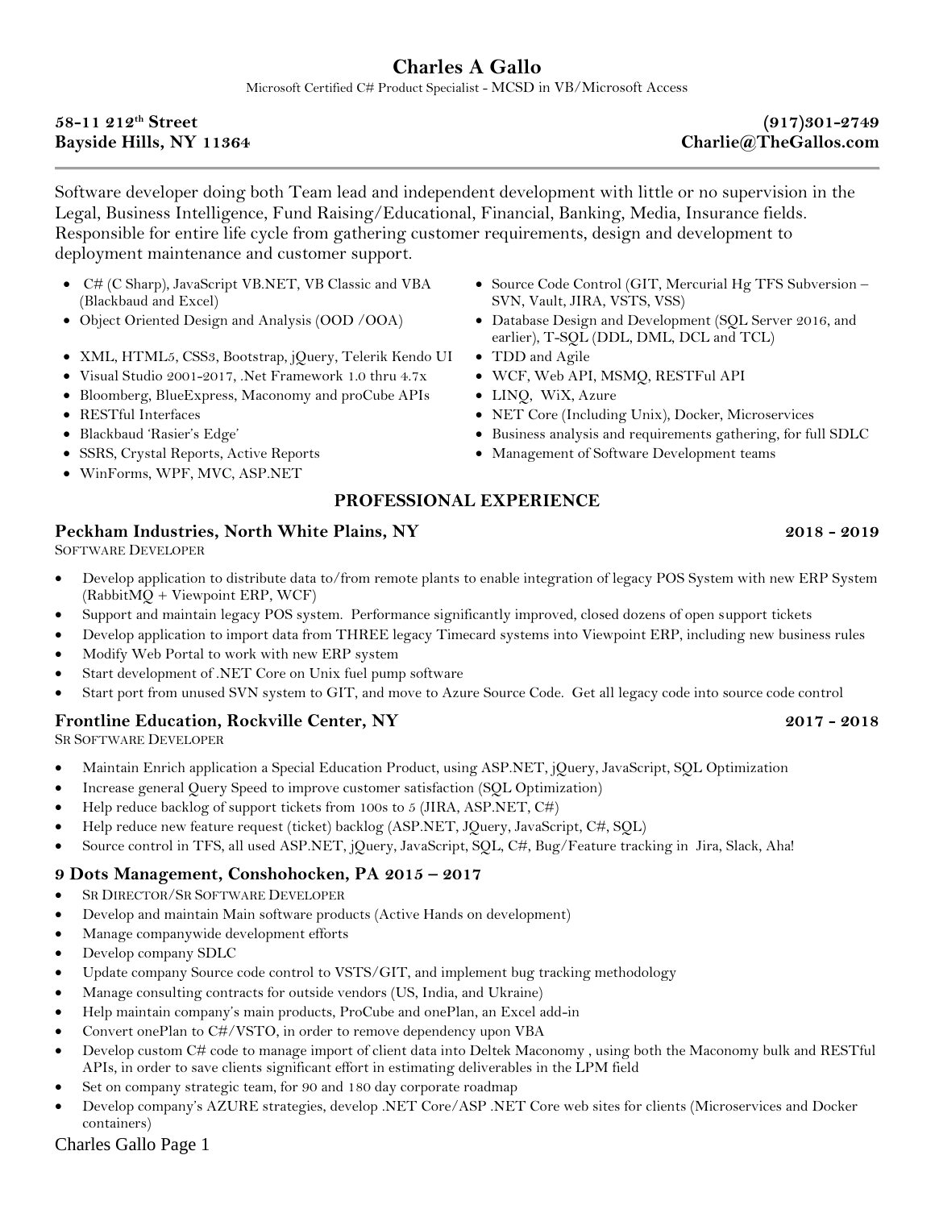# Charles A Gallo

Microsoft Certified C# Product Specialist - MCSD in VB/Microsoft Access

**58-11 212th Street**
**Bayside Hills, NY 11364**

**(917)301-2749**
**Charlie@TheGallos.com**

---

Software developer doing both Team lead and independent development with little or no supervision in the Legal, Business Intelligence, Fund Raising/Educational, Financial, Banking, Media, Insurance fields. Responsible for entire life cycle from gathering customer requirements, design and development to deployment maintenance and customer support.

- C# (C Sharp), JavaScript VB.NET, VB Classic and VBA (Blackbaud and Excel)
- Object Oriented Design and Analysis (OOD /OOA)
- XML, HTML5, CSS3, Bootstrap, jQuery, Telerik Kendo UI
- Visual Studio 2001-2017, .Net Framework 1.0 thru 4.7x
- Bloomberg, BlueExpress, Maconomy and proCube APIs
- RESTful Interfaces
- Blackbaud 'Rasier's Edge'
- SSRS, Crystal Reports, Active Reports
- WinForms, WPF, MVC, ASP.NET
- Source Code Control (GIT, Mercurial Hg TFS Subversion – SVN, Vault, JIRA, VSTS, VSS)
- Database Design and Development (SQL Server 2016, and earlier), T-SQL (DDL, DML, DCL and TCL)
- TDD and Agile
- WCF, Web API, MSMQ, RESTFul API
- LINQ, WiX, Azure
- NET Core (Including Unix), Docker, Microservices
- Business analysis and requirements gathering, for full SDLC
- Management of Software Development teams

## PROFESSIONAL EXPERIENCE

### Peckham Industries, North White Plains, NY — 2018 - 2019

SOFTWARE DEVELOPER

- Develop application to distribute data to/from remote plants to enable integration of legacy POS System with new ERP System (RabbitMQ + Viewpoint ERP, WCF)
- Support and maintain legacy POS system. Performance significantly improved, closed dozens of open support tickets
- Develop application to import data from THREE legacy Timecard systems into Viewpoint ERP, including new business rules
- Modify Web Portal to work with new ERP system
- Start development of .NET Core on Unix fuel pump software
- Start port from unused SVN system to GIT, and move to Azure Source Code. Get all legacy code into source code control

### Frontline Education, Rockville Center, NY — 2017 - 2018

SR SOFTWARE DEVELOPER

- Maintain Enrich application a Special Education Product, using ASP.NET, jQuery, JavaScript, SQL Optimization
- Increase general Query Speed to improve customer satisfaction (SQL Optimization)
- Help reduce backlog of support tickets from 100s to 5 (JIRA, ASP.NET, C#)
- Help reduce new feature request (ticket) backlog (ASP.NET, JQuery, JavaScript, C#, SQL)
- Source control in TFS, all used ASP.NET, jQuery, JavaScript, SQL, C#, Bug/Feature tracking in Jira, Slack, Aha!

### 9 Dots Management, Conshohocken, PA 2015 – 2017

- SR DIRECTOR/SR SOFTWARE DEVELOPER
- Develop and maintain Main software products (Active Hands on development)
- Manage companywide development efforts
- Develop company SDLC
- Update company Source code control to VSTS/GIT, and implement bug tracking methodology
- Manage consulting contracts for outside vendors (US, India, and Ukraine)
- Help maintain company's main products, ProCube and onePlan, an Excel add-in
- Convert onePlan to C#/VSTO, in order to remove dependency upon VBA
- Develop custom C# code to manage import of client data into Deltek Maconomy , using both the Maconomy bulk and RESTful APIs, in order to save clients significant effort in estimating deliverables in the LPM field
- Set on company strategic team, for 90 and 180 day corporate roadmap
- Develop company's AZURE strategies, develop .NET Core/ASP .NET Core web sites for clients (Microservices and Docker containers)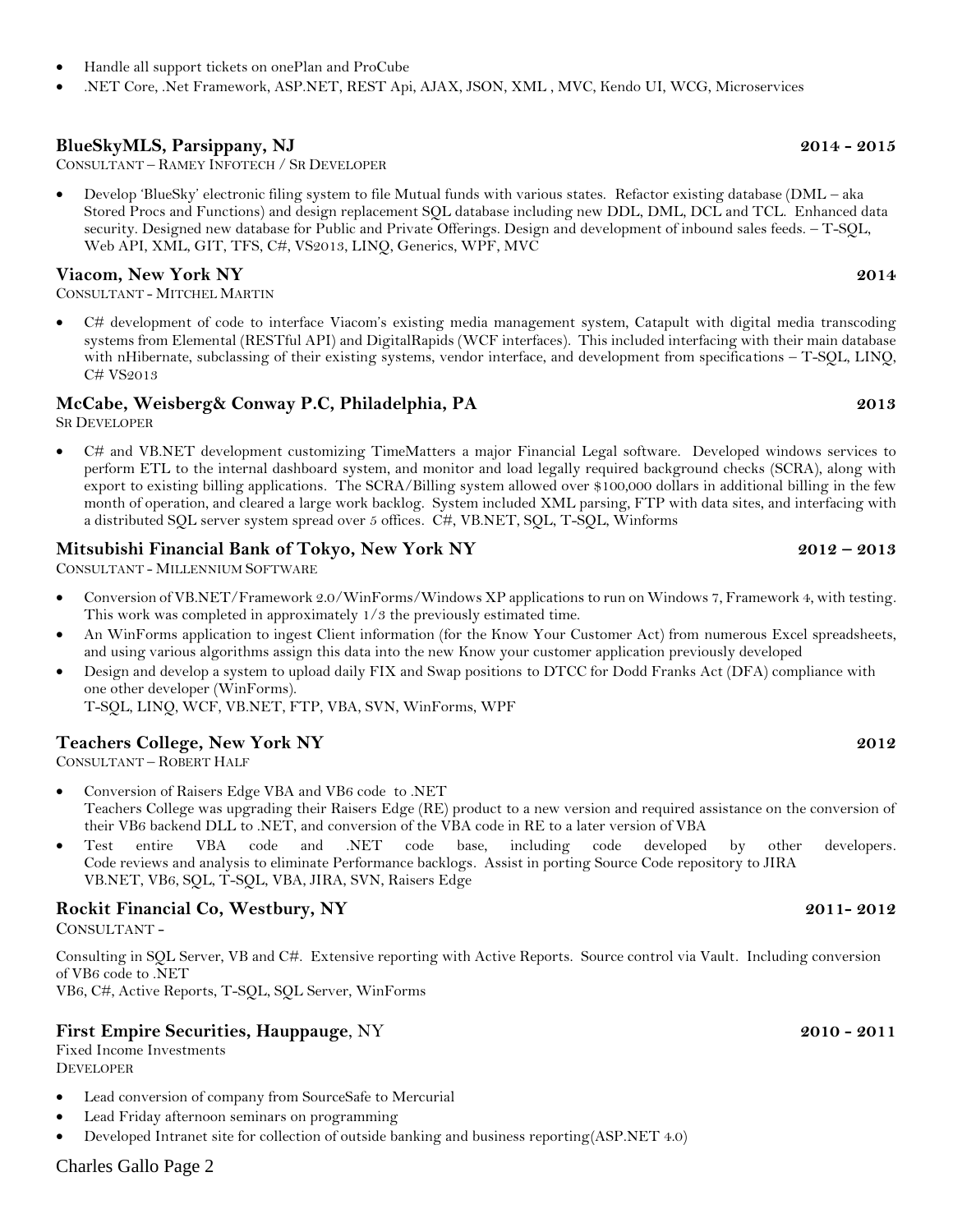- Handle all support tickets on onePlan and ProCube
- .NET Core, .Net Framework, ASP.NET, REST Api, AJAX, JSON, XML , MVC, Kendo UI, WCG, Microservices

### BlueSkyMLS, Parsippany, NJ — 2014 - 2015

CONSULTANT – RAMEY INFOTECH / SR DEVELOPER

- Develop 'BlueSky' electronic filing system to file Mutual funds with various states. Refactor existing database (DML – aka Stored Procs and Functions) and design replacement SQL database including new DDL, DML, DCL and TCL. Enhanced data security. Designed new database for Public and Private Offerings. Design and development of inbound sales feeds. – T-SQL, Web API, XML, GIT, TFS, C#, VS2013, LINQ, Generics, WPF, MVC

### Viacom, New York NY — 2014

CONSULTANT - MITCHEL MARTIN

- C# development of code to interface Viacom's existing media management system, Catapult with digital media transcoding systems from Elemental (RESTful API) and DigitalRapids (WCF interfaces). This included interfacing with their main database with nHibernate, subclassing of their existing systems, vendor interface, and development from specifications – T-SQL, LINQ, C# VS2013

### McCabe, Weisberg& Conway P.C, Philadelphia, PA — 2013

SR DEVELOPER

- C# and VB.NET development customizing TimeMatters a major Financial Legal software. Developed windows services to perform ETL to the internal dashboard system, and monitor and load legally required background checks (SCRA), along with export to existing billing applications. The SCRA/Billing system allowed over $100,000 dollars in additional billing in the few month of operation, and cleared a large work backlog. System included XML parsing, FTP with data sites, and interfacing with a distributed SQL server system spread over 5 offices. C#, VB.NET, SQL, T-SQL, Winforms

### Mitsubishi Financial Bank of Tokyo, New York NY — 2012 – 2013

CONSULTANT - MILLENNIUM SOFTWARE

- Conversion of VB.NET/Framework 2.0/WinForms/Windows XP applications to run on Windows 7, Framework 4, with testing. This work was completed in approximately 1/3 the previously estimated time.
- An WinForms application to ingest Client information (for the Know Your Customer Act) from numerous Excel spreadsheets, and using various algorithms assign this data into the new Know your customer application previously developed
- Design and develop a system to upload daily FIX and Swap positions to DTCC for Dodd Franks Act (DFA) compliance with one other developer (WinForms).
  T-SQL, LINQ, WCF, VB.NET, FTP, VBA, SVN, WinForms, WPF

### Teachers College, New York NY — 2012

CONSULTANT – ROBERT HALF

- Conversion of Raisers Edge VBA and VB6 code to .NET
  Teachers College was upgrading their Raisers Edge (RE) product to a new version and required assistance on the conversion of their VB6 backend DLL to .NET, and conversion of the VBA code in RE to a later version of VBA
- Test entire VBA code and .NET code base, including code developed by other developers. Code reviews and analysis to eliminate Performance backlogs. Assist in porting Source Code repository to JIRA
  VB.NET, VB6, SQL, T-SQL, VBA, JIRA, SVN, Raisers Edge

### Rockit Financial Co, Westbury, NY — 2011- 2012

CONSULTANT -

Consulting in SQL Server, VB and C#. Extensive reporting with Active Reports. Source control via Vault. Including conversion of VB6 code to .NET
VB6, C#, Active Reports, T-SQL, SQL Server, WinForms

### First Empire Securities, Hauppauge, NY — 2010 - 2011

Fixed Income Investments
DEVELOPER

- Lead conversion of company from SourceSafe to Mercurial
- Lead Friday afternoon seminars on programming
- Developed Intranet site for collection of outside banking and business reporting(ASP.NET 4.0)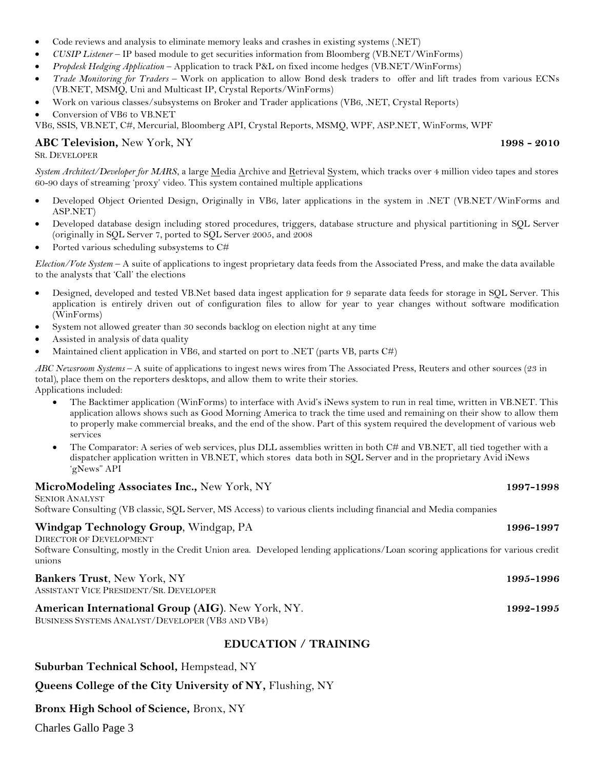- Code reviews and analysis to eliminate memory leaks and crashes in existing systems (.NET)
- *CUSIP Listener* – IP based module to get securities information from Bloomberg (VB.NET/WinForms)
- *Propdesk Hedging Application* – Application to track P&L on fixed income hedges (VB.NET/WinForms)
- *Trade Monitoring for Traders* – Work on application to allow Bond desk traders to offer and lift trades from various ECNs (VB.NET, MSMQ, Uni and Multicast IP, Crystal Reports/WinForms)
- Work on various classes/subsystems on Broker and Trader applications (VB6, .NET, Crystal Reports)
- Conversion of VB6 to VB.NET

VB6, SSIS, VB.NET, C#, Mercurial, Bloomberg API, Crystal Reports, MSMQ, WPF, ASP.NET, WinForms, WPF

**ABC Television,** New York, NY **1998 - 2010**

SR. DEVELOPER

*System Architect/Developer for MARS*, a large Media Archive and Retrieval System, which tracks over 4 million video tapes and stores 60-90 days of streaming 'proxy' video. This system contained multiple applications

- Developed Object Oriented Design, Originally in VB6, later applications in the system in .NET (VB.NET/WinForms and ASP.NET)
- Developed database design including stored procedures, triggers, database structure and physical partitioning in SQL Server (originally in SQL Server 7, ported to SQL Server 2005, and 2008
- Ported various scheduling subsystems to C#

*Election/Vote System* – A suite of applications to ingest proprietary data feeds from the Associated Press, and make the data available to the analysts that 'Call' the elections

- Designed, developed and tested VB.Net based data ingest application for 9 separate data feeds for storage in SQL Server. This application is entirely driven out of configuration files to allow for year to year changes without software modification (WinForms)
- System not allowed greater than 30 seconds backlog on election night at any time
- Assisted in analysis of data quality
- Maintained client application in VB6, and started on port to .NET (parts VB, parts C#)

*ABC Newsroom Systems* – A suite of applications to ingest news wires from The Associated Press, Reuters and other sources (23 in total), place them on the reporters desktops, and allow them to write their stories.
Applications included:

- The Backtimer application (WinForms) to interface with Avid's iNews system to run in real time, written in VB.NET. This application allows shows such as Good Morning America to track the time used and remaining on their show to allow them to properly make commercial breaks, and the end of the show. Part of this system required the development of various web services
- The Comparator: A series of web services, plus DLL assemblies written in both C# and VB.NET, all tied together with a dispatcher application written in VB.NET, which stores data both in SQL Server and in the proprietary Avid iNews 'gNews" API

**MicroModeling Associates Inc.,** New York, NY **1997-1998**

SENIOR ANALYST

Software Consulting (VB classic, SQL Server, MS Access) to various clients including financial and Media companies

**Windgap Technology Group**, Windgap, PA **1996-1997**

DIRECTOR OF DEVELOPMENT

Software Consulting, mostly in the Credit Union area. Developed lending applications/Loan scoring applications for various credit unions

**Bankers Trust**, New York, NY **1995-1996**

ASSISTANT VICE PRESIDENT/SR. DEVELOPER

**American International Group (AIG)**. New York, NY. **1992-1995**

BUSINESS SYSTEMS ANALYST/DEVELOPER (VB3 AND VB4)

## EDUCATION / TRAINING

**Suburban Technical School,** Hempstead, NY

**Queens College of the City University of NY,** Flushing, NY

**Bronx High School of Science,** Bronx, NY